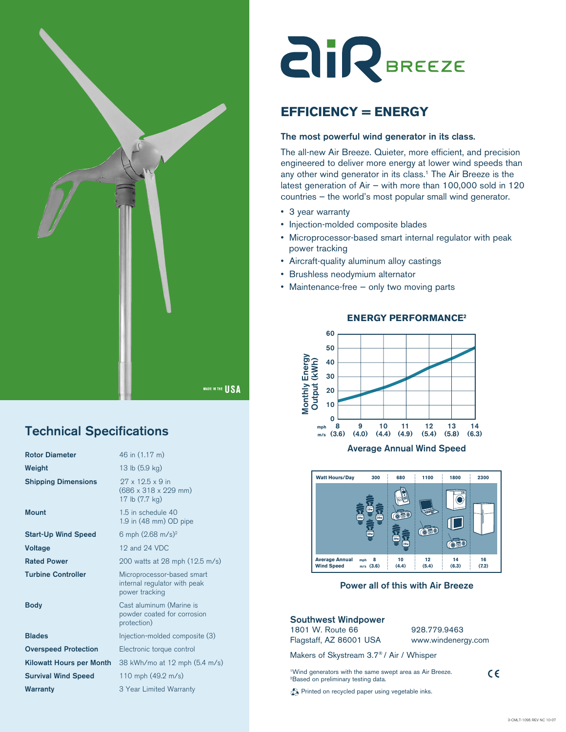# air BREEZE

## EFFICIENCY = ENERGY

### The most powerful wind generator in its class.

The all-new Air Breeze. Quieter, more efficient, and precision engineered to deliver more energy at lower wind speeds than any other wind generator in its class.[1] The Air Breeze is the latest generation of Air – with more than 100,000 sold in 120 countries – the world's most popular small wind generator.

- 3 year warranty
- Injection-molded composite blades
- Microprocessor-based smart internal regulator with peak power tracking
- Aircraft-quality aluminum alloy castings
- Brushless neodymium alternator
- Maintenance-free – only two moving parts

MADE IN THE USA

## Technical Specifications

| | |
|---|---|
| **Rotor Diameter** | 46 in (1.17 m) |
| **Weight** | 13 lb (5.9 kg) |
| **Shipping Dimensions** | 27 x 12.5 x 9 in (686 x 318 x 229 mm) 17 lb (7.7 kg) |
| **Mount** | 1.5 in schedule 40 1.9 in (48 mm) OD pipe |
| **Start-Up Wind Speed** | 6 mph (2.68 m/s)[2] |
| **Voltage** | 12 and 24 VDC |
| **Rated Power** | 200 watts at 28 mph (12.5 m/s) |
| **Turbine Controller** | Microprocessor-based smart internal regulator with peak power tracking |
| **Body** | Cast aluminum (Marine is powder coated for corrosion protection) |
| **Blades** | Injection-molded composite (3) |
| **Overspeed Protection** | Electronic torque control |
| **Kilowatt Hours per Month** | 38 kWh/mo at 12 mph (5.4 m/s) |
| **Survival Wind Speed** | 110 mph (49.2 m/s) |
| **Warranty** | 3 Year Limited Warranty |

### ENERGY PERFORMANCE[2]

Monthly Energy Output (kWh) vs. Average Annual Wind Speed

| mph | 8 | 9 | 10 | 11 | 12 | 13 | 14 |
|---|---|---|---|---|---|---|---|
| m/s | (3.6) | (4.0) | (4.4) | (4.9) | (5.4) | (5.8) | (6.3) |

Average Annual Wind Speed

| Watt Hours/Day | 300 | 680 | 1100 | 1800 | 2300 |
|---|---|---|---|---|---|
| Average Annual Wind Speed mph (m/s) | 8 (3.6) | 10 (4.4) | 12 (5.4) | 14 (6.3) | 16 (7.2) |

Power all of this with Air Breeze

**Southwest Windpower**
1801 W. Route 66
Flagstaff, AZ 86001 USA

928.779.9463
www.windenergy.com

Makers of Skystream 3.7® / Air / Whisper

[1]Wind generators with the same swept area as Air Breeze.
[2]Based on preliminary testing data.

Printed on recycled paper using vegetable inks.

3-CMLT-1095 REV NC 10-07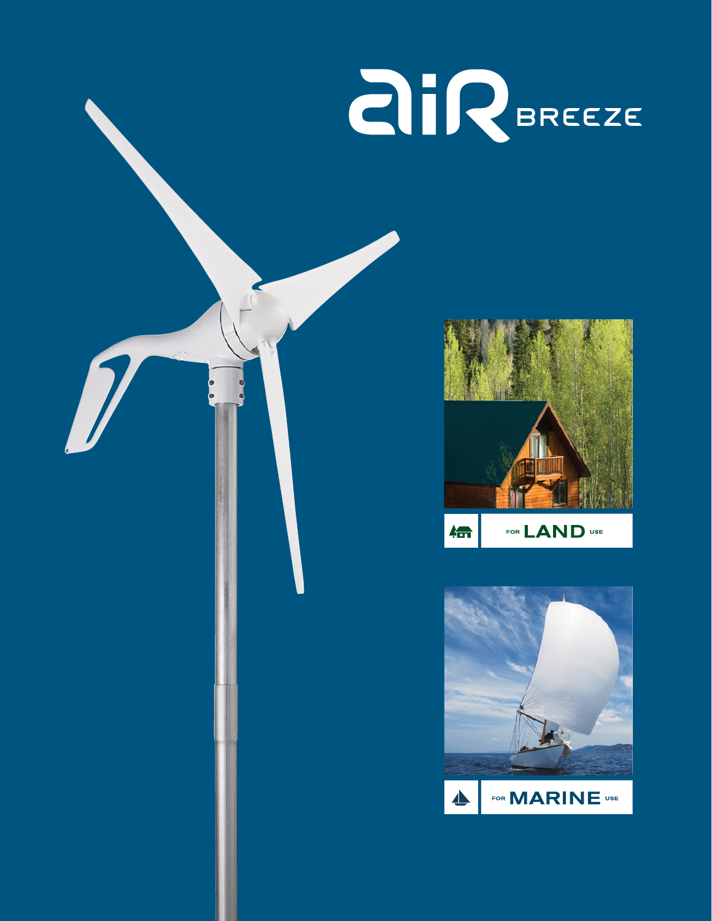# AIR BREEZE

FOR **LAND** USE

FOR **MARINE** USE